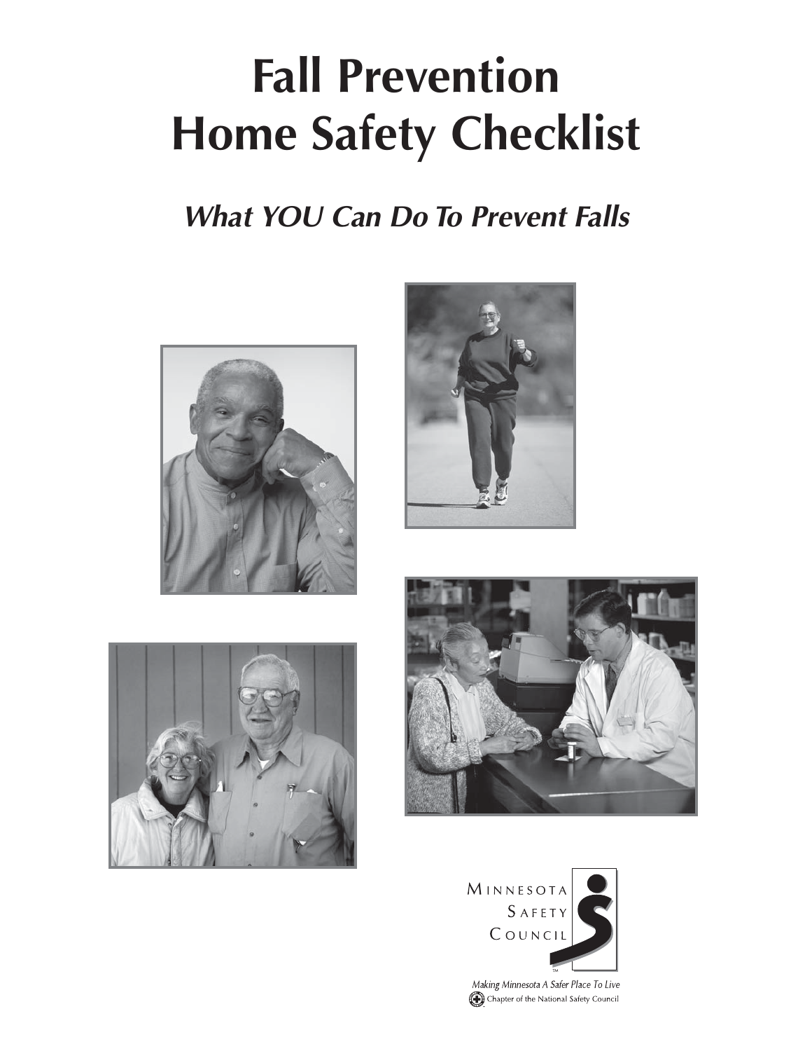# Fall Prevention Home Safety Checklist

## *What YOU Can Do To Prevent Falls*

MINNESOTA SAFETY COUNCIL

*Making Minnesota A Safer Place To Live*

Chapter of the National Safety Council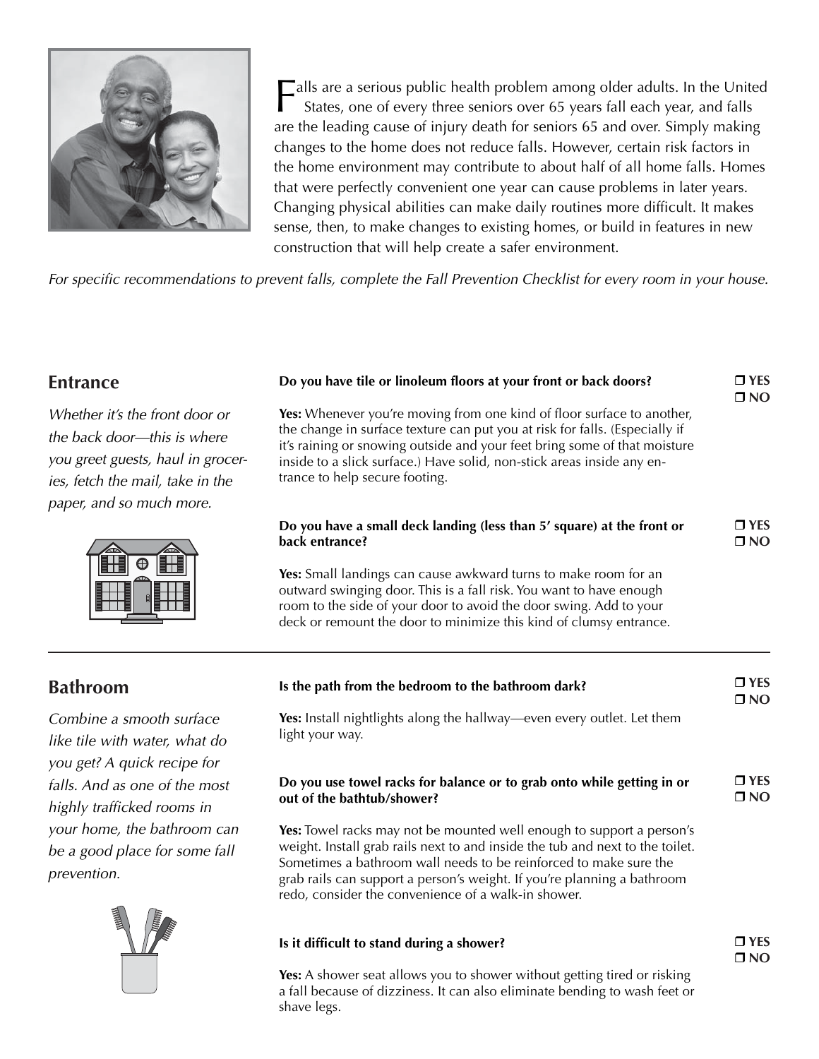Falls are a serious public health problem among older adults. In the United States, one of every three seniors over 65 years fall each year, and falls are the leading cause of injury death for seniors 65 and over. Simply making changes to the home does not reduce falls. However, certain risk factors in the home environment may contribute to about half of all home falls. Homes that were perfectly convenient one year can cause problems in later years. Changing physical abilities can make daily routines more difficult. It makes sense, then, to make changes to existing homes, or build in features in new construction that will help create a safer environment.

*For specific recommendations to prevent falls, complete the Fall Prevention Checklist for every room in your house.*

## Entrance

*Whether it's the front door or the back door—this is where you greet guests, haul in groceries, fetch the mail, take in the paper, and so much more.*

**Do you have tile or linoleum floors at your front or back doors?**

❒ YES
❒ NO

**Yes:** Whenever you're moving from one kind of floor surface to another, the change in surface texture can put you at risk for falls. (Especially if it's raining or snowing outside and your feet bring some of that moisture inside to a slick surface.) Have solid, non-stick areas inside any entrance to help secure footing.

**Do you have a small deck landing (less than 5' square) at the front or back entrance?**

❒ YES
❒ NO

**Yes:** Small landings can cause awkward turns to make room for an outward swinging door. This is a fall risk. You want to have enough room to the side of your door to avoid the door swing. Add to your deck or remount the door to minimize this kind of clumsy entrance.

## Bathroom

*Combine a smooth surface like tile with water, what do you get? A quick recipe for falls. And as one of the most highly trafficked rooms in your home, the bathroom can be a good place for some fall prevention.*

**Is the path from the bedroom to the bathroom dark?**

❒ YES
❒ NO

**Yes:** Install nightlights along the hallway—even every outlet. Let them light your way.

**Do you use towel racks for balance or to grab onto while getting in or out of the bathtub/shower?**

❒ YES
❒ NO

**Yes:** Towel racks may not be mounted well enough to support a person's weight. Install grab rails next to and inside the tub and next to the toilet. Sometimes a bathroom wall needs to be reinforced to make sure the grab rails can support a person's weight. If you're planning a bathroom redo, consider the convenience of a walk-in shower.

**Is it difficult to stand during a shower?**

❒ YES
❒ NO

**Yes:** A shower seat allows you to shower without getting tired or risking a fall because of dizziness. It can also eliminate bending to wash feet or shave legs.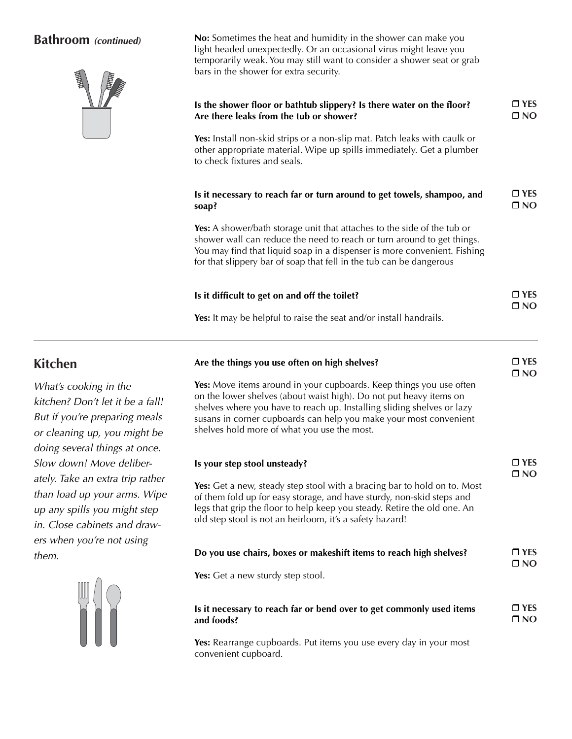## Bathroom *(continued)*

**No:** Sometimes the heat and humidity in the shower can make you light headed unexpectedly. Or an occasional virus might leave you temporarily weak. You may still want to consider a shower seat or grab bars in the shower for extra security.

**Is the shower floor or bathtub slippery? Is there water on the floor? Are there leaks from the tub or shower?** ❒ YES ❒ NO

**Yes:** Install non-skid strips or a non-slip mat. Patch leaks with caulk or other appropriate material. Wipe up spills immediately. Get a plumber to check fixtures and seals.

**Is it necessary to reach far or turn around to get towels, shampoo, and soap?** ❒ YES ❒ NO

**Yes:** A shower/bath storage unit that attaches to the side of the tub or shower wall can reduce the need to reach or turn around to get things. You may find that liquid soap in a dispenser is more convenient. Fishing for that slippery bar of soap that fell in the tub can be dangerous

**Is it difficult to get on and off the toilet?** ❒ YES ❒ NO

**Yes:** It may be helpful to raise the seat and/or install handrails.

---

## Kitchen

*What's cooking in the kitchen? Don't let it be a fall! But if you're preparing meals or cleaning up, you might be doing several things at once. Slow down! Move deliberately. Take an extra trip rather than load up your arms. Wipe up any spills you might step in. Close cabinets and drawers when you're not using them.*

**Are the things you use often on high shelves?** ❒ YES ❒ NO

**Yes:** Move items around in your cupboards. Keep things you use often on the lower shelves (about waist high). Do not put heavy items on shelves where you have to reach up. Installing sliding shelves or lazy susans in corner cupboards can help you make your most convenient shelves hold more of what you use the most.

**Is your step stool unsteady?** ❒ YES ❒ NO

**Yes:** Get a new, steady step stool with a bracing bar to hold on to. Most of them fold up for easy storage, and have sturdy, non-skid steps and legs that grip the floor to help keep you steady. Retire the old one. An old step stool is not an heirloom, it's a safety hazard!

**Do you use chairs, boxes or makeshift items to reach high shelves?** ❒ YES ❒ NO

**Yes:** Get a new sturdy step stool.

**Is it necessary to reach far or bend over to get commonly used items and foods?** ❒ YES ❒ NO

**Yes:** Rearrange cupboards. Put items you use every day in your most convenient cupboard.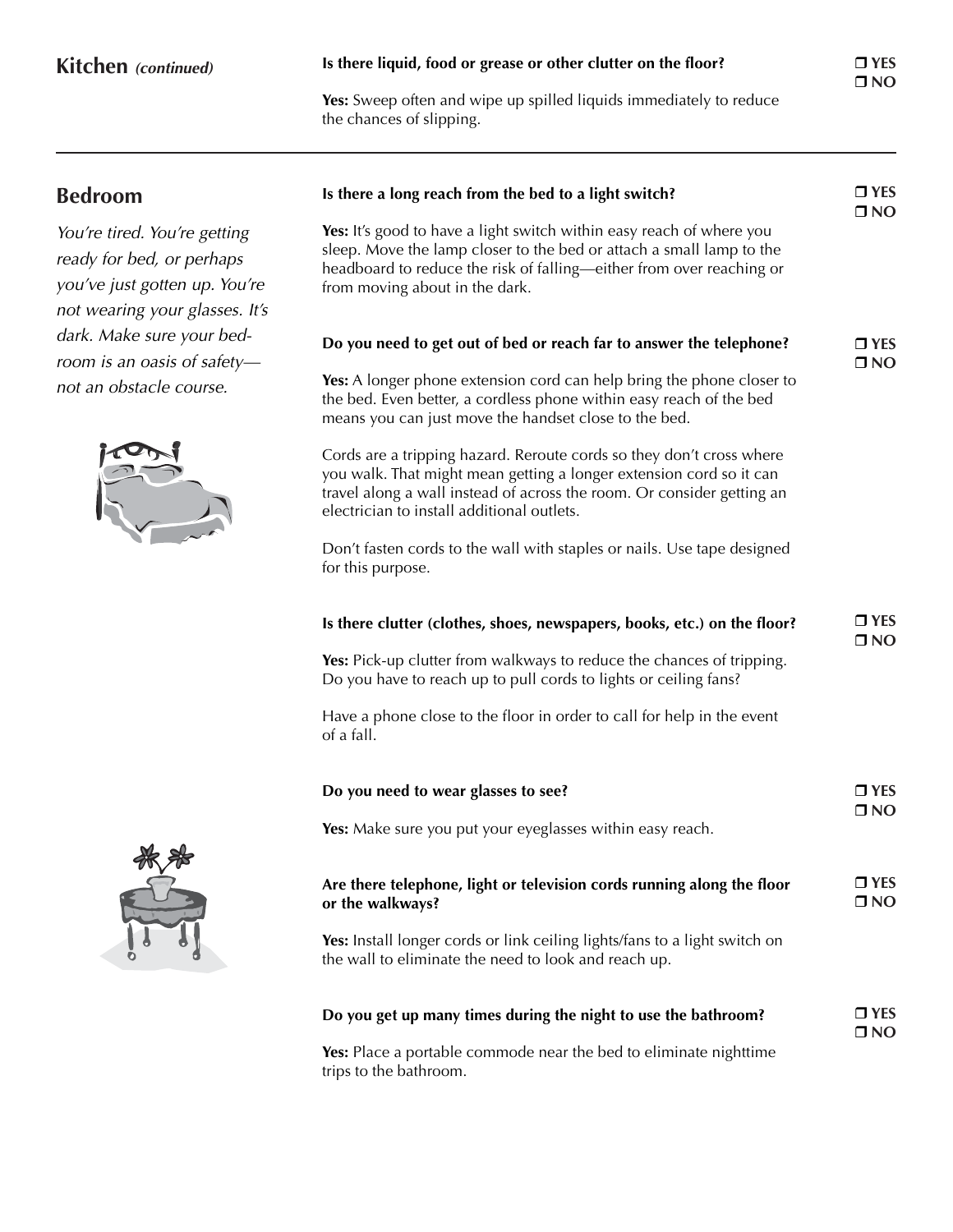## Kitchen *(continued)*

**Is there liquid, food or grease or other clutter on the floor?**

☐ YES
☐ NO

**Yes:** Sweep often and wipe up spilled liquids immediately to reduce the chances of slipping.

---

## Bedroom

*You're tired. You're getting ready for bed, or perhaps you've just gotten up. You're not wearing your glasses. It's dark. Make sure your bedroom is an oasis of safety—not an obstacle course.*

**Is there a long reach from the bed to a light switch?**

☐ YES
☐ NO

**Yes:** It's good to have a light switch within easy reach of where you sleep. Move the lamp closer to the bed or attach a small lamp to the headboard to reduce the risk of falling—either from over reaching or from moving about in the dark.

**Do you need to get out of bed or reach far to answer the telephone?**

☐ YES
☐ NO

**Yes:** A longer phone extension cord can help bring the phone closer to the bed. Even better, a cordless phone within easy reach of the bed means you can just move the handset close to the bed.

Cords are a tripping hazard. Reroute cords so they don't cross where you walk. That might mean getting a longer extension cord so it can travel along a wall instead of across the room. Or consider getting an electrician to install additional outlets.

Don't fasten cords to the wall with staples or nails. Use tape designed for this purpose.

**Is there clutter (clothes, shoes, newspapers, books, etc.) on the floor?**

☐ YES
☐ NO

**Yes:** Pick-up clutter from walkways to reduce the chances of tripping. Do you have to reach up to pull cords to lights or ceiling fans?

Have a phone close to the floor in order to call for help in the event of a fall.

**Do you need to wear glasses to see?**

☐ YES
☐ NO

**Yes:** Make sure you put your eyeglasses within easy reach.

**Are there telephone, light or television cords running along the floor or the walkways?**

☐ YES
☐ NO

**Yes:** Install longer cords or link ceiling lights/fans to a light switch on the wall to eliminate the need to look and reach up.

**Do you get up many times during the night to use the bathroom?**

☐ YES
☐ NO

**Yes:** Place a portable commode near the bed to eliminate nighttime trips to the bathroom.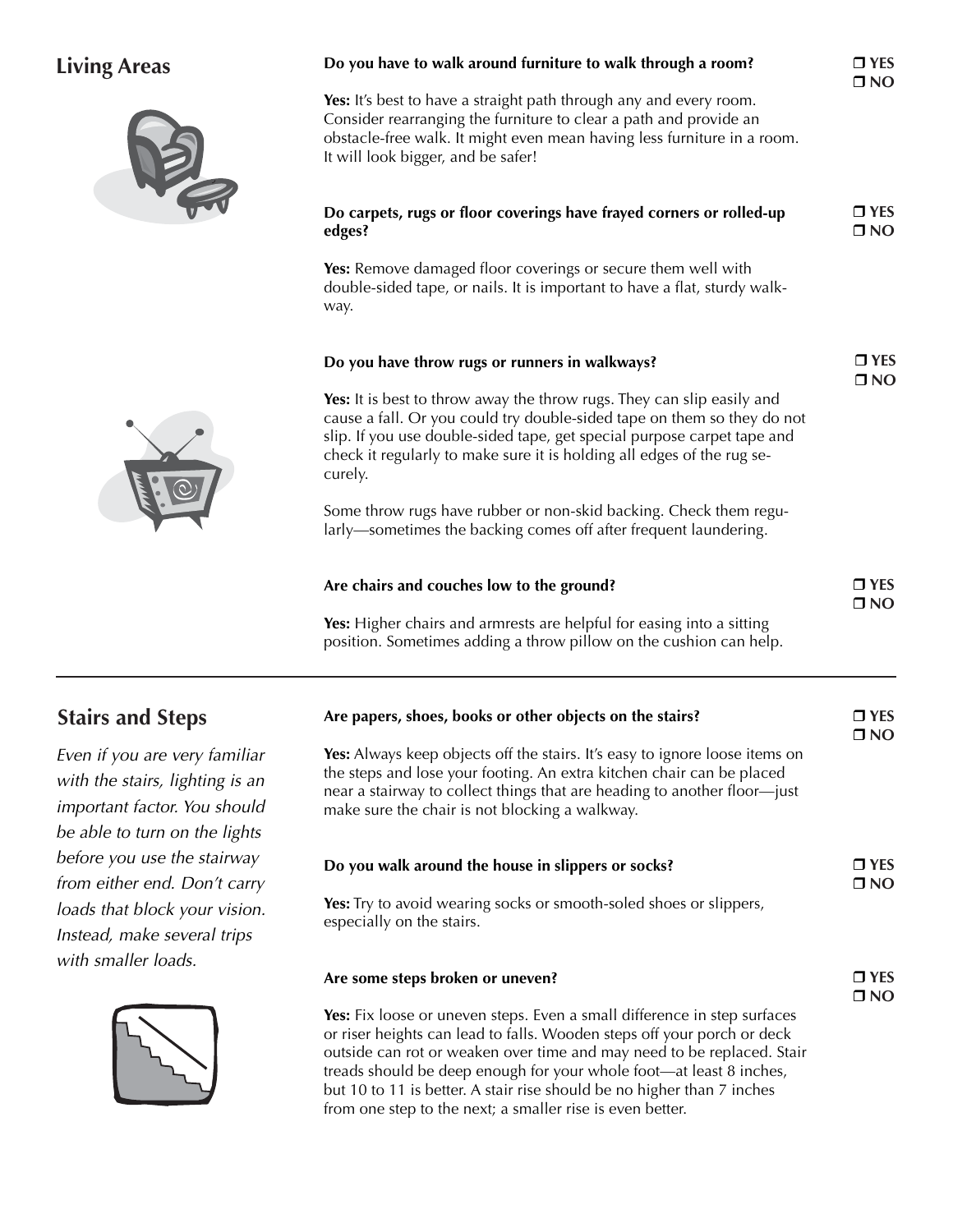## Living Areas

**Do you have to walk around furniture to walk through a room?** ❒ YES ❒ NO

**Yes:** It's best to have a straight path through any and every room. Consider rearranging the furniture to clear a path and provide an obstacle-free walk. It might even mean having less furniture in a room. It will look bigger, and be safer!

**Do carpets, rugs or floor coverings have frayed corners or rolled-up edges?** ❒ YES ❒ NO

**Yes:** Remove damaged floor coverings or secure them well with double-sided tape, or nails. It is important to have a flat, sturdy walkway.

**Do you have throw rugs or runners in walkways?** ❒ YES ❒ NO

**Yes:** It is best to throw away the throw rugs. They can slip easily and cause a fall. Or you could try double-sided tape on them so they do not slip. If you use double-sided tape, get special purpose carpet tape and check it regularly to make sure it is holding all edges of the rug securely.

Some throw rugs have rubber or non-skid backing. Check them regularly—sometimes the backing comes off after frequent laundering.

**Are chairs and couches low to the ground?** ❒ YES ❒ NO

**Yes:** Higher chairs and armrests are helpful for easing into a sitting position. Sometimes adding a throw pillow on the cushion can help.

---

## Stairs and Steps

*Even if you are very familiar with the stairs, lighting is an important factor. You should be able to turn on the lights before you use the stairway from either end. Don't carry loads that block your vision. Instead, make several trips with smaller loads.*

**Are papers, shoes, books or other objects on the stairs?** ❒ YES ❒ NO

**Yes:** Always keep objects off the stairs. It's easy to ignore loose items on the steps and lose your footing. An extra kitchen chair can be placed near a stairway to collect things that are heading to another floor—just make sure the chair is not blocking a walkway.

**Do you walk around the house in slippers or socks?** ❒ YES ❒ NO

**Yes:** Try to avoid wearing socks or smooth-soled shoes or slippers, especially on the stairs.

**Are some steps broken or uneven?** ❒ YES ❒ NO

**Yes:** Fix loose or uneven steps. Even a small difference in step surfaces or riser heights can lead to falls. Wooden steps off your porch or deck outside can rot or weaken over time and may need to be replaced. Stair treads should be deep enough for your whole foot—at least 8 inches, but 10 to 11 is better. A stair rise should be no higher than 7 inches from one step to the next; a smaller rise is even better.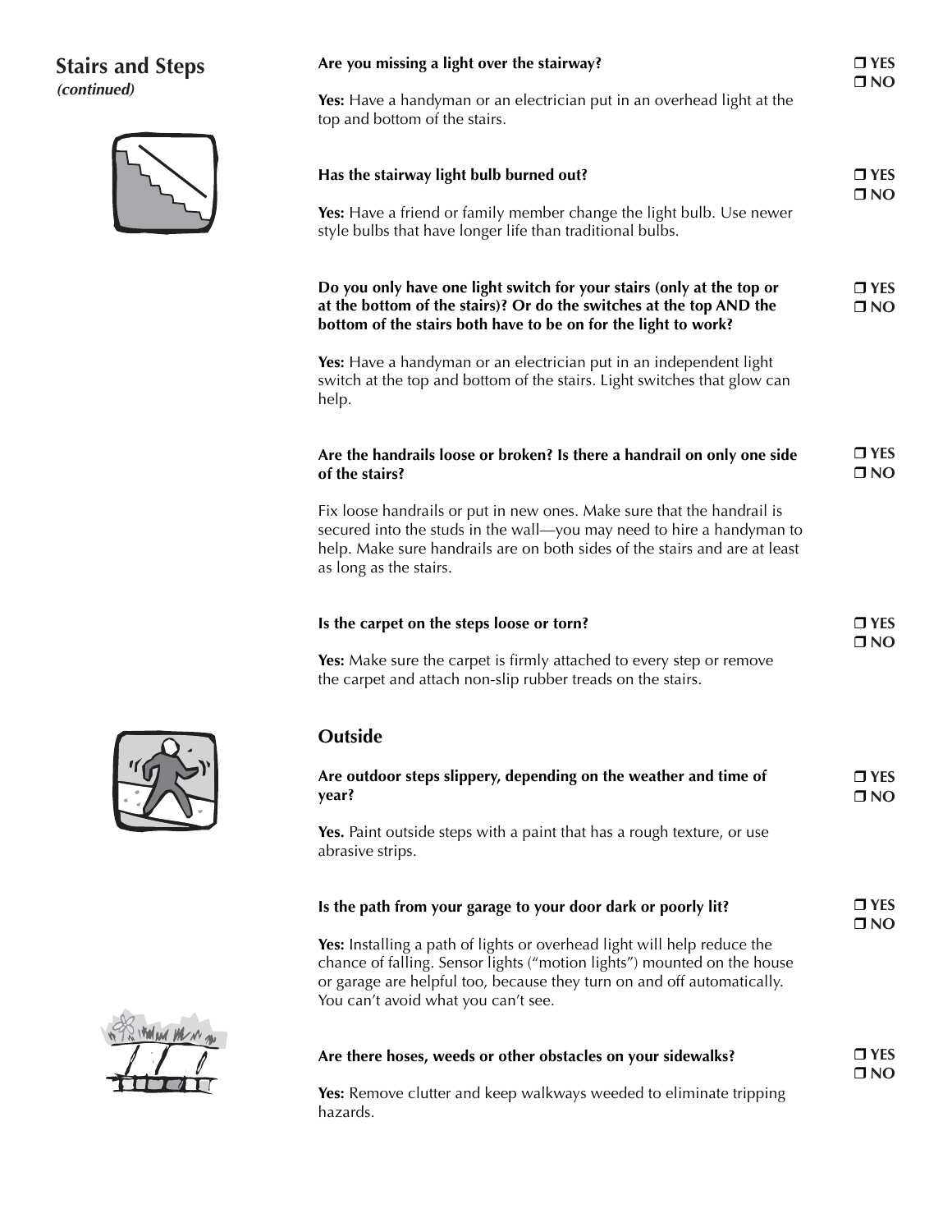## Stairs and Steps

*(continued)*

**Are you missing a light over the stairway?**

❒ YES
❒ NO

**Yes:** Have a handyman or an electrician put in an overhead light at the top and bottom of the stairs.

**Has the stairway light bulb burned out?**

❒ YES
❒ NO

**Yes:** Have a friend or family member change the light bulb. Use newer style bulbs that have longer life than traditional bulbs.

**Do you only have one light switch for your stairs (only at the top or at the bottom of the stairs)? Or do the switches at the top AND the bottom of the stairs both have to be on for the light to work?**

❒ YES
❒ NO

**Yes:** Have a handyman or an electrician put in an independent light switch at the top and bottom of the stairs. Light switches that glow can help.

**Are the handrails loose or broken? Is there a handrail on only one side of the stairs?**

❒ YES
❒ NO

Fix loose handrails or put in new ones. Make sure that the handrail is secured into the studs in the wall—you may need to hire a handyman to help. Make sure handrails are on both sides of the stairs and are at least as long as the stairs.

**Is the carpet on the steps loose or torn?**

❒ YES
❒ NO

**Yes:** Make sure the carpet is firmly attached to every step or remove the carpet and attach non-slip rubber treads on the stairs.

## Outside

**Are outdoor steps slippery, depending on the weather and time of year?**

❒ YES
❒ NO

**Yes.** Paint outside steps with a paint that has a rough texture, or use abrasive strips.

**Is the path from your garage to your door dark or poorly lit?**

❒ YES
❒ NO

**Yes:** Installing a path of lights or overhead light will help reduce the chance of falling. Sensor lights ("motion lights") mounted on the house or garage are helpful too, because they turn on and off automatically. You can't avoid what you can't see.

**Are there hoses, weeds or other obstacles on your sidewalks?**

❒ YES
❒ NO

**Yes:** Remove clutter and keep walkways weeded to eliminate tripping hazards.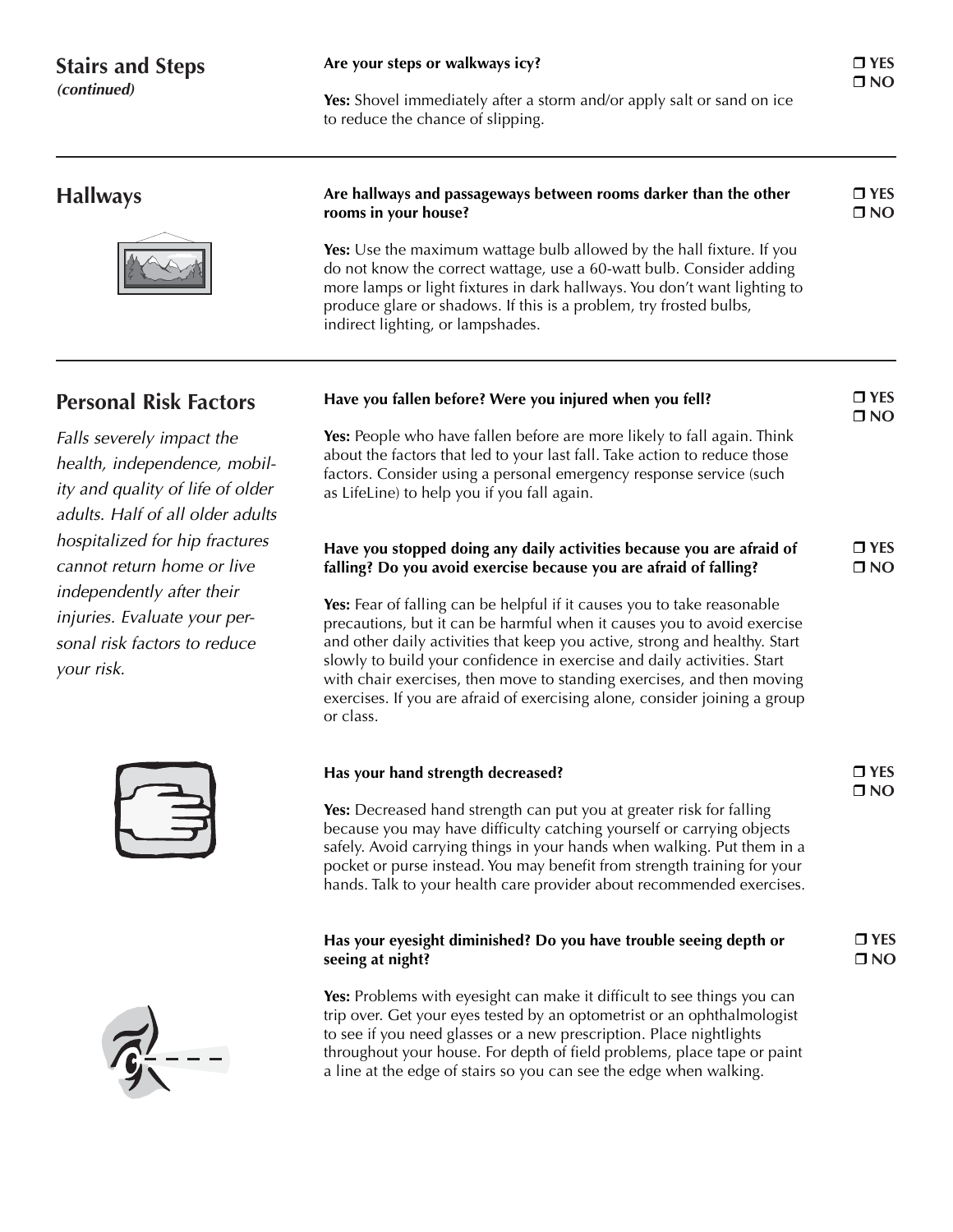## Stairs and Steps *(continued)*

**Are your steps or walkways icy?**

❒ YES
❒ NO

**Yes:** Shovel immediately after a storm and/or apply salt or sand on ice to reduce the chance of slipping.

---

## Hallways

**Are hallways and passageways between rooms darker than the other rooms in your house?**

❒ YES
❒ NO

**Yes:** Use the maximum wattage bulb allowed by the hall fixture. If you do not know the correct wattage, use a 60-watt bulb. Consider adding more lamps or light fixtures in dark hallways. You don't want lighting to produce glare or shadows. If this is a problem, try frosted bulbs, indirect lighting, or lampshades.

---

## Personal Risk Factors

*Falls severely impact the health, independence, mobility and quality of life of older adults. Half of all older adults hospitalized for hip fractures cannot return home or live independently after their injuries. Evaluate your personal risk factors to reduce your risk.*

**Have you fallen before? Were you injured when you fell?**

❒ YES
❒ NO

**Yes:** People who have fallen before are more likely to fall again. Think about the factors that led to your last fall. Take action to reduce those factors. Consider using a personal emergency response service (such as LifeLine) to help you if you fall again.

**Have you stopped doing any daily activities because you are afraid of falling? Do you avoid exercise because you are afraid of falling?**

❒ YES
❒ NO

**Yes:** Fear of falling can be helpful if it causes you to take reasonable precautions, but it can be harmful when it causes you to avoid exercise and other daily activities that keep you active, strong and healthy. Start slowly to build your confidence in exercise and daily activities. Start with chair exercises, then move to standing exercises, and then moving exercises. If you are afraid of exercising alone, consider joining a group or class.

**Has your hand strength decreased?**

❒ YES
❒ NO

**Yes:** Decreased hand strength can put you at greater risk for falling because you may have difficulty catching yourself or carrying objects safely. Avoid carrying things in your hands when walking. Put them in a pocket or purse instead. You may benefit from strength training for your hands. Talk to your health care provider about recommended exercises.

**Has your eyesight diminished? Do you have trouble seeing depth or seeing at night?**

❒ YES
❒ NO

**Yes:** Problems with eyesight can make it difficult to see things you can trip over. Get your eyes tested by an optometrist or an ophthalmologist to see if you need glasses or a new prescription. Place nightlights throughout your house. For depth of field problems, place tape or paint a line at the edge of stairs so you can see the edge when walking.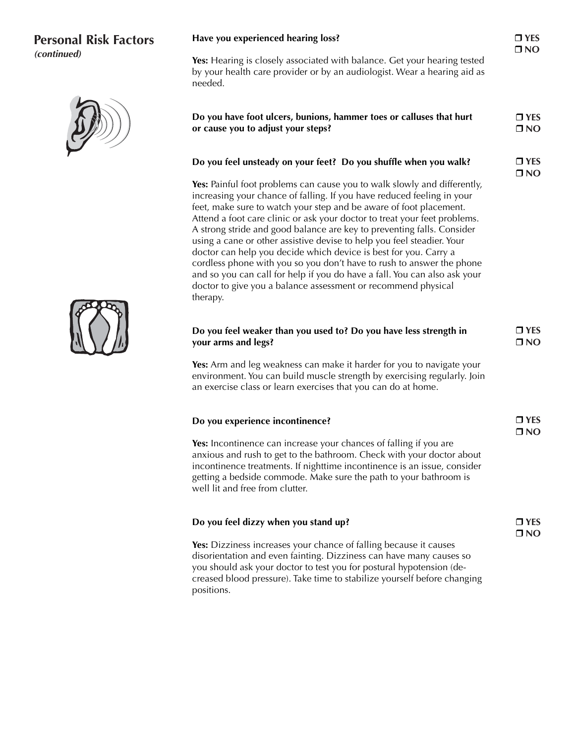## Personal Risk Factors
*(continued)*

**Have you experienced hearing loss?** ☐ **YES** ☐ **NO**

**Yes:** Hearing is closely associated with balance. Get your hearing tested by your health care provider or by an audiologist. Wear a hearing aid as needed.

**Do you have foot ulcers, bunions, hammer toes or calluses that hurt or cause you to adjust your steps?** ☐ **YES** ☐ **NO**

**Do you feel unsteady on your feet? Do you shuffle when you walk?** ☐ **YES** ☐ **NO**

**Yes:** Painful foot problems can cause you to walk slowly and differently, increasing your chance of falling. If you have reduced feeling in your feet, make sure to watch your step and be aware of foot placement. Attend a foot care clinic or ask your doctor to treat your feet problems. A strong stride and good balance are key to preventing falls. Consider using a cane or other assistive devise to help you feel steadier. Your doctor can help you decide which device is best for you. Carry a cordless phone with you so you don't have to rush to answer the phone and so you can call for help if you do have a fall. You can also ask your doctor to give you a balance assessment or recommend physical therapy.

**Do you feel weaker than you used to? Do you have less strength in your arms and legs?** ☐ **YES** ☐ **NO**

**Yes:** Arm and leg weakness can make it harder for you to navigate your environment. You can build muscle strength by exercising regularly. Join an exercise class or learn exercises that you can do at home.

**Do you experience incontinence?** ☐ **YES** ☐ **NO**

**Yes:** Incontinence can increase your chances of falling if you are anxious and rush to get to the bathroom. Check with your doctor about incontinence treatments. If nighttime incontinence is an issue, consider getting a bedside commode. Make sure the path to your bathroom is well lit and free from clutter.

**Do you feel dizzy when you stand up?** ☐ **YES** ☐ **NO**

**Yes:** Dizziness increases your chance of falling because it causes disorientation and even fainting. Dizziness can have many causes so you should ask your doctor to test you for postural hypotension (decreased blood pressure). Take time to stabilize yourself before changing positions.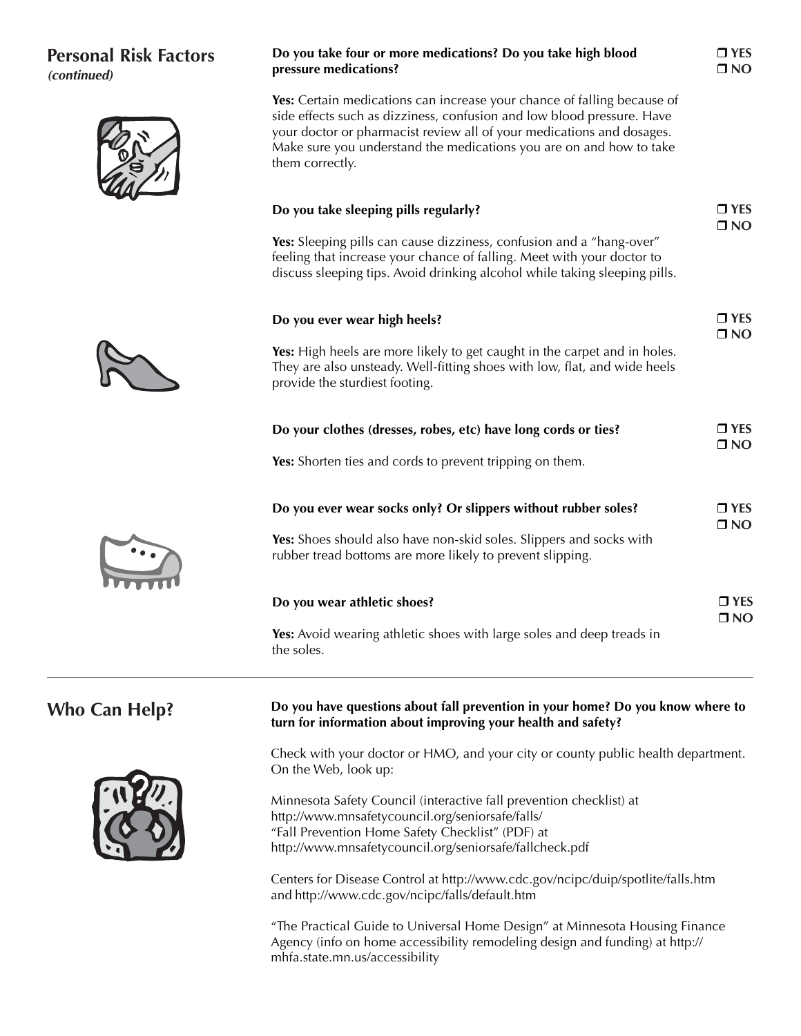## Personal Risk Factors

*(continued)*

**Do you take four or more medications? Do you take high blood pressure medications?**

❐ YES
❐ NO

**Yes:** Certain medications can increase your chance of falling because of side effects such as dizziness, confusion and low blood pressure. Have your doctor or pharmacist review all of your medications and dosages. Make sure you understand the medications you are on and how to take them correctly.

**Do you take sleeping pills regularly?**

❐ YES
❐ NO

**Yes:** Sleeping pills can cause dizziness, confusion and a "hang-over" feeling that increase your chance of falling. Meet with your doctor to discuss sleeping tips. Avoid drinking alcohol while taking sleeping pills.

**Do you ever wear high heels?**

❐ YES
❐ NO

**Yes:** High heels are more likely to get caught in the carpet and in holes. They are also unsteady. Well-fitting shoes with low, flat, and wide heels provide the sturdiest footing.

**Do your clothes (dresses, robes, etc) have long cords or ties?**

❐ YES
❐ NO

**Yes:** Shorten ties and cords to prevent tripping on them.

**Do you ever wear socks only? Or slippers without rubber soles?**

❐ YES
❐ NO

**Yes:** Shoes should also have non-skid soles. Slippers and socks with rubber tread bottoms are more likely to prevent slipping.

**Do you wear athletic shoes?**

❐ YES
❐ NO

**Yes:** Avoid wearing athletic shoes with large soles and deep treads in the soles.

---

## Who Can Help?

**Do you have questions about fall prevention in your home? Do you know where to turn for information about improving your health and safety?**

Check with your doctor or HMO, and your city or county public health department. On the Web, look up:

Minnesota Safety Council (interactive fall prevention checklist) at http://www.mnsafetycouncil.org/seniorsafe/falls/
"Fall Prevention Home Safety Checklist" (PDF) at http://www.mnsafetycouncil.org/seniorsafe/fallcheck.pdf

Centers for Disease Control at http://www.cdc.gov/ncipc/duip/spotlite/falls.htm and http://www.cdc.gov/ncipc/falls/default.htm

"The Practical Guide to Universal Home Design" at Minnesota Housing Finance Agency (info on home accessibility remodeling design and funding) at http://mhfa.state.mn.us/accessibility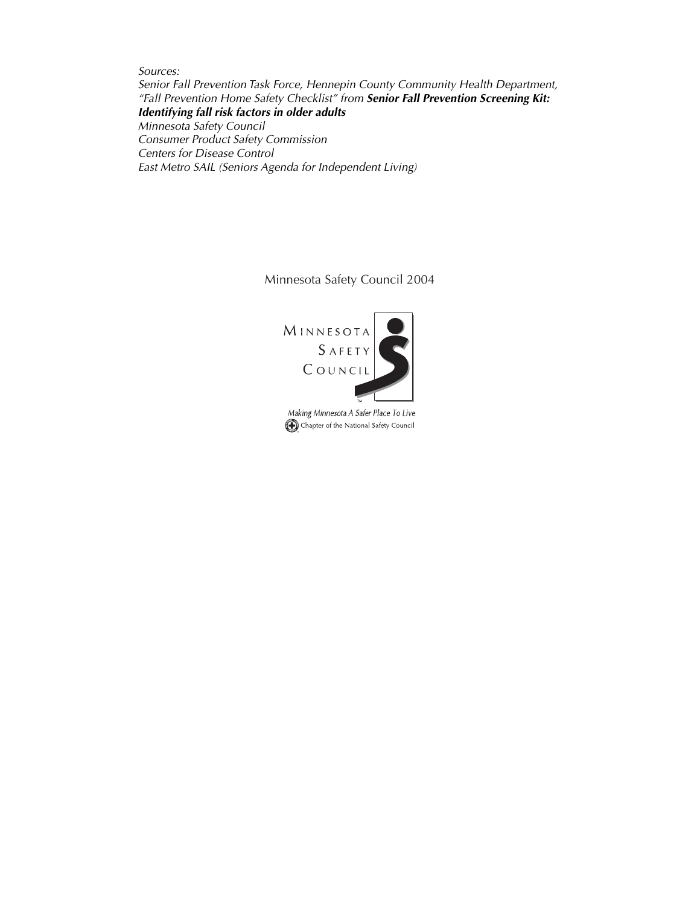*Sources:*
*Senior Fall Prevention Task Force, Hennepin County Community Health Department, "Fall Prevention Home Safety Checklist" from* ***Senior Fall Prevention Screening Kit: Identifying fall risk factors in older adults***
*Minnesota Safety Council*
*Consumer Product Safety Commission*
*Centers for Disease Control*
*East Metro SAIL (Seniors Agenda for Independent Living)*

Minnesota Safety Council 2004

MINNESOTA SAFETY COUNCIL

*Making Minnesota A Safer Place To Live*
Chapter of the National Safety Council